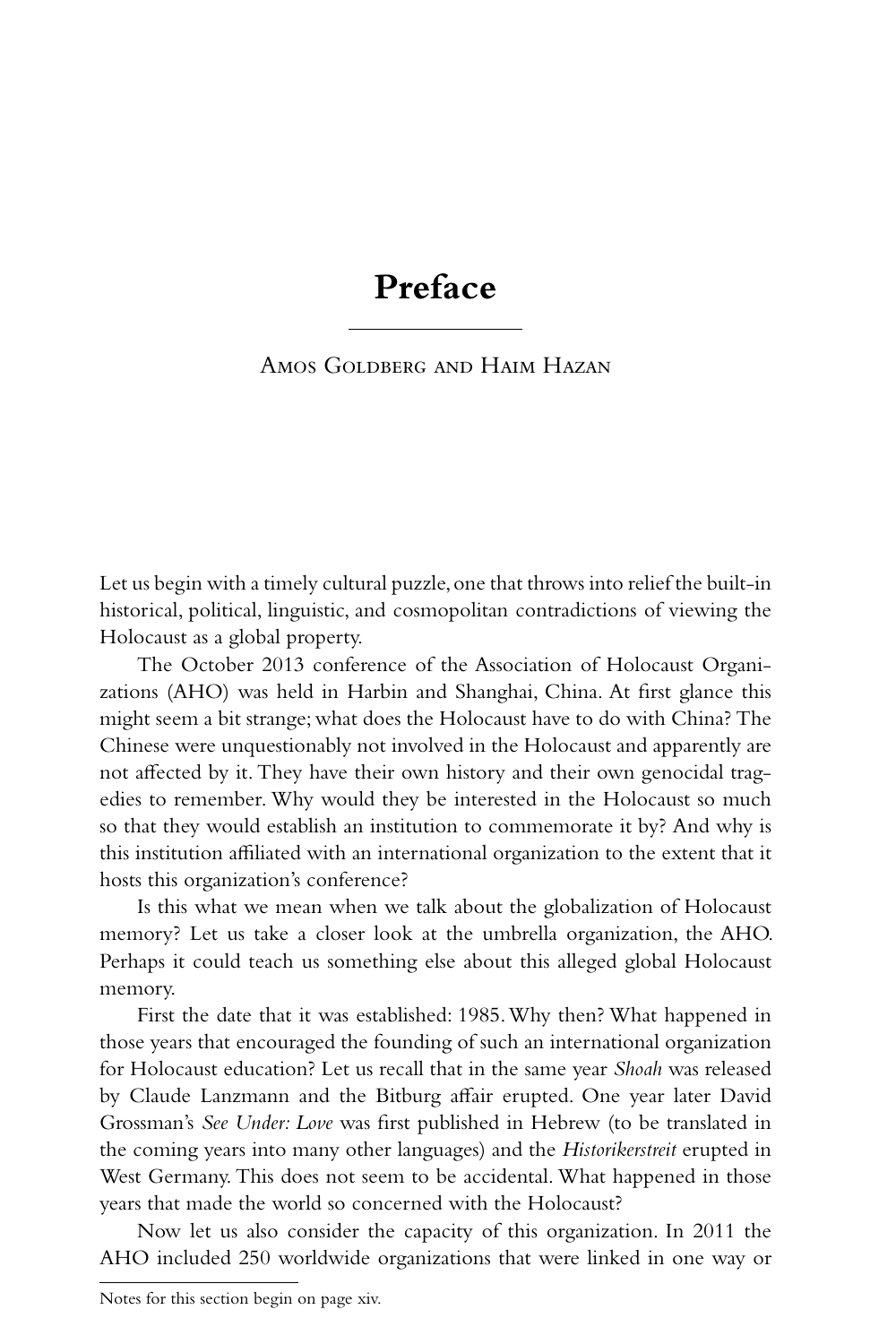# Preface

Amos Goldberg and Haim Hazan

Let us begin with a timely cultural puzzle, one that throws into relief the built-in historical, political, linguistic, and cosmopolitan contradictions of viewing the Holocaust as a global property.

The October 2013 conference of the Association of Holocaust Organizations (AHO) was held in Harbin and Shanghai, China. At first glance this might seem a bit strange; what does the Holocaust have to do with China? The Chinese were unquestionably not involved in the Holocaust and apparently are not affected by it. They have their own history and their own genocidal tragedies to remember. Why would they be interested in the Holocaust so much so that they would establish an institution to commemorate it by? And why is this institution affiliated with an international organization to the extent that it hosts this organization's conference?

Is this what we mean when we talk about the globalization of Holocaust memory? Let us take a closer look at the umbrella organization, the AHO. Perhaps it could teach us something else about this alleged global Holocaust memory.

First the date that it was established: 1985. Why then? What happened in those years that encouraged the founding of such an international organization for Holocaust education? Let us recall that in the same year *Shoah* was released by Claude Lanzmann and the Bitburg affair erupted. One year later David Grossman's *See Under: Love* was first published in Hebrew (to be translated in the coming years into many other languages) and the *Historikerstreit* erupted in West Germany. This does not seem to be accidental. What happened in those years that made the world so concerned with the Holocaust?

Now let us also consider the capacity of this organization. In 2011 the AHO included 250 worldwide organizations that were linked in one way or

Notes for this section begin on page xiv.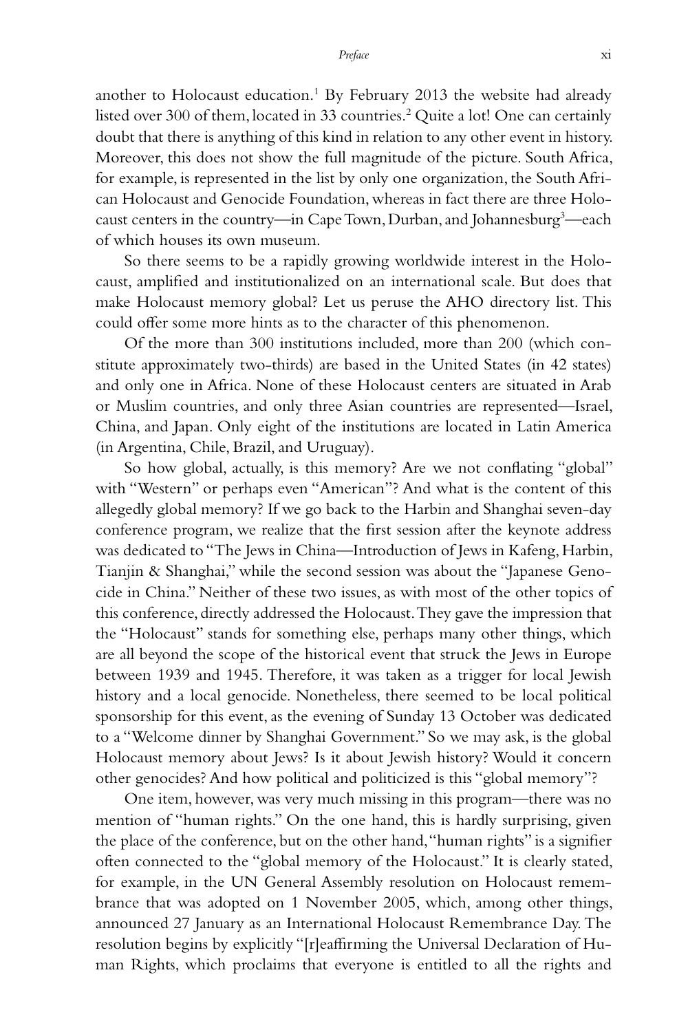another to Holocaust education.[1] By February 2013 the website had already listed over 300 of them, located in 33 countries.[2] Quite a lot! One can certainly doubt that there is anything of this kind in relation to any other event in history. Moreover, this does not show the full magnitude of the picture. South Africa, for example, is represented in the list by only one organization, the South African Holocaust and Genocide Foundation, whereas in fact there are three Holocaust centers in the country—in Cape Town, Durban, and Johannesburg[3]—each of which houses its own museum.

So there seems to be a rapidly growing worldwide interest in the Holocaust, amplified and institutionalized on an international scale. But does that make Holocaust memory global? Let us peruse the AHO directory list. This could offer some more hints as to the character of this phenomenon.

Of the more than 300 institutions included, more than 200 (which constitute approximately two-thirds) are based in the United States (in 42 states) and only one in Africa. None of these Holocaust centers are situated in Arab or Muslim countries, and only three Asian countries are represented—Israel, China, and Japan. Only eight of the institutions are located in Latin America (in Argentina, Chile, Brazil, and Uruguay).

So how global, actually, is this memory? Are we not conflating "global" with "Western" or perhaps even "American"? And what is the content of this allegedly global memory? If we go back to the Harbin and Shanghai seven-day conference program, we realize that the first session after the keynote address was dedicated to "The Jews in China—Introduction of Jews in Kafeng, Harbin, Tianjin & Shanghai," while the second session was about the "Japanese Genocide in China." Neither of these two issues, as with most of the other topics of this conference, directly addressed the Holocaust. They gave the impression that the "Holocaust" stands for something else, perhaps many other things, which are all beyond the scope of the historical event that struck the Jews in Europe between 1939 and 1945. Therefore, it was taken as a trigger for local Jewish history and a local genocide. Nonetheless, there seemed to be local political sponsorship for this event, as the evening of Sunday 13 October was dedicated to a "Welcome dinner by Shanghai Government." So we may ask, is the global Holocaust memory about Jews? Is it about Jewish history? Would it concern other genocides? And how political and politicized is this "global memory"?

One item, however, was very much missing in this program—there was no mention of "human rights." On the one hand, this is hardly surprising, given the place of the conference, but on the other hand, "human rights" is a signifier often connected to the "global memory of the Holocaust." It is clearly stated, for example, in the UN General Assembly resolution on Holocaust remembrance that was adopted on 1 November 2005, which, among other things, announced 27 January as an International Holocaust Remembrance Day. The resolution begins by explicitly "[r]eaffirming the Universal Declaration of Human Rights, which proclaims that everyone is entitled to all the rights and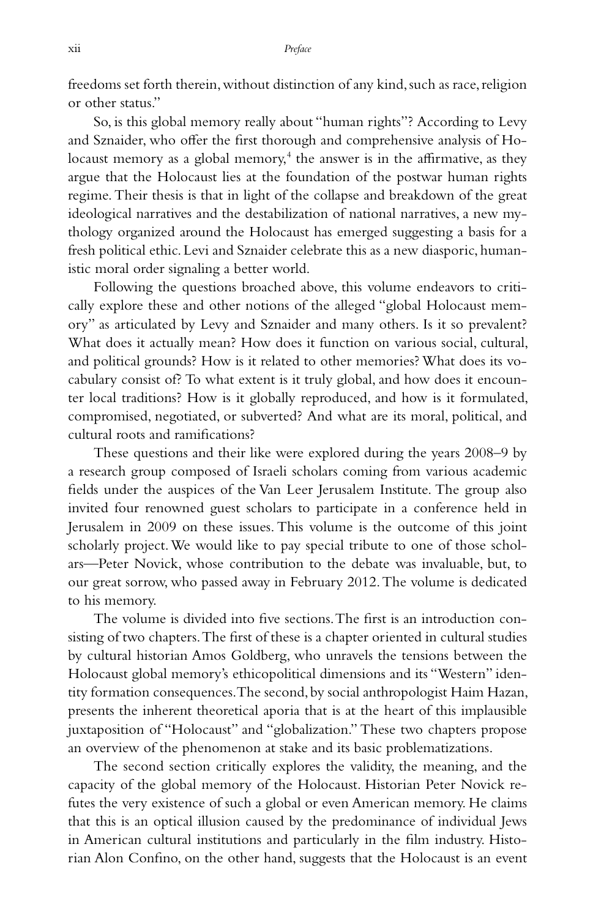freedoms set forth therein, without distinction of any kind, such as race, religion or other status."

So, is this global memory really about "human rights"? According to Levy and Sznaider, who offer the first thorough and comprehensive analysis of Holocaust memory as a global memory,[4] the answer is in the affirmative, as they argue that the Holocaust lies at the foundation of the postwar human rights regime. Their thesis is that in light of the collapse and breakdown of the great ideological narratives and the destabilization of national narratives, a new mythology organized around the Holocaust has emerged suggesting a basis for a fresh political ethic. Levi and Sznaider celebrate this as a new diasporic, humanistic moral order signaling a better world.

Following the questions broached above, this volume endeavors to critically explore these and other notions of the alleged "global Holocaust memory" as articulated by Levy and Sznaider and many others. Is it so prevalent? What does it actually mean? How does it function on various social, cultural, and political grounds? How is it related to other memories? What does its vocabulary consist of? To what extent is it truly global, and how does it encounter local traditions? How is it globally reproduced, and how is it formulated, compromised, negotiated, or subverted? And what are its moral, political, and cultural roots and ramifications?

These questions and their like were explored during the years 2008–9 by a research group composed of Israeli scholars coming from various academic fields under the auspices of the Van Leer Jerusalem Institute. The group also invited four renowned guest scholars to participate in a conference held in Jerusalem in 2009 on these issues. This volume is the outcome of this joint scholarly project. We would like to pay special tribute to one of those scholars—Peter Novick, whose contribution to the debate was invaluable, but, to our great sorrow, who passed away in February 2012. The volume is dedicated to his memory.

The volume is divided into five sections. The first is an introduction consisting of two chapters. The first of these is a chapter oriented in cultural studies by cultural historian Amos Goldberg, who unravels the tensions between the Holocaust global memory's ethicopolitical dimensions and its "Western" identity formation consequences. The second, by social anthropologist Haim Hazan, presents the inherent theoretical aporia that is at the heart of this implausible juxtaposition of "Holocaust" and "globalization." These two chapters propose an overview of the phenomenon at stake and its basic problematizations.

The second section critically explores the validity, the meaning, and the capacity of the global memory of the Holocaust. Historian Peter Novick refutes the very existence of such a global or even American memory. He claims that this is an optical illusion caused by the predominance of individual Jews in American cultural institutions and particularly in the film industry. Historian Alon Confino, on the other hand, suggests that the Holocaust is an event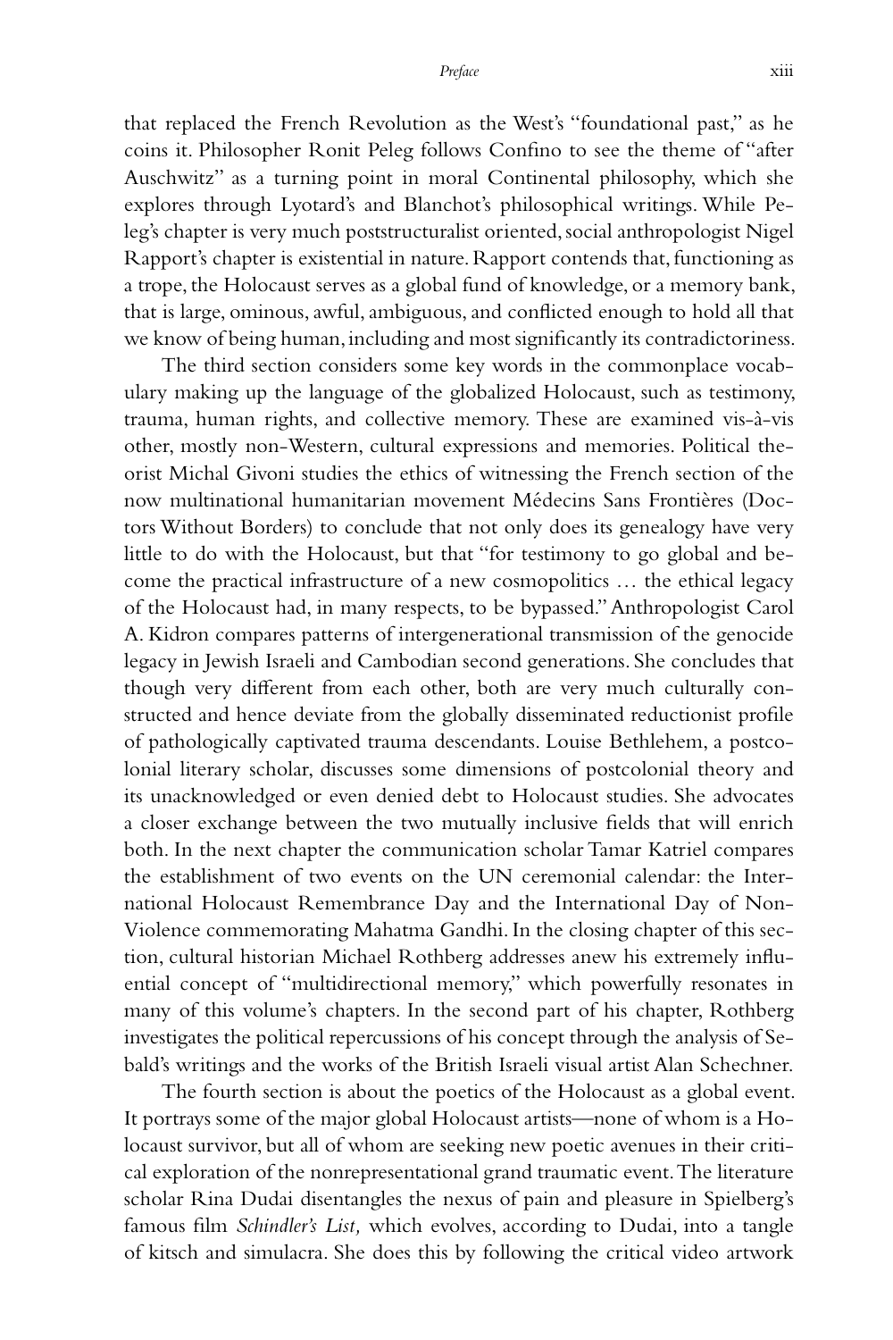that replaced the French Revolution as the West's "foundational past," as he coins it. Philosopher Ronit Peleg follows Confino to see the theme of "after Auschwitz" as a turning point in moral Continental philosophy, which she explores through Lyotard's and Blanchot's philosophical writings. While Peleg's chapter is very much poststructuralist oriented, social anthropologist Nigel Rapport's chapter is existential in nature. Rapport contends that, functioning as a trope, the Holocaust serves as a global fund of knowledge, or a memory bank, that is large, ominous, awful, ambiguous, and conflicted enough to hold all that we know of being human, including and most significantly its contradictoriness.

The third section considers some key words in the commonplace vocabulary making up the language of the globalized Holocaust, such as testimony, trauma, human rights, and collective memory. These are examined vis-à-vis other, mostly non-Western, cultural expressions and memories. Political theorist Michal Givoni studies the ethics of witnessing the French section of the now multinational humanitarian movement Médecins Sans Frontières (Doctors Without Borders) to conclude that not only does its genealogy have very little to do with the Holocaust, but that "for testimony to go global and become the practical infrastructure of a new cosmopolitics … the ethical legacy of the Holocaust had, in many respects, to be bypassed." Anthropologist Carol A. Kidron compares patterns of intergenerational transmission of the genocide legacy in Jewish Israeli and Cambodian second generations. She concludes that though very different from each other, both are very much culturally constructed and hence deviate from the globally disseminated reductionist profile of pathologically captivated trauma descendants. Louise Bethlehem, a postcolonial literary scholar, discusses some dimensions of postcolonial theory and its unacknowledged or even denied debt to Holocaust studies. She advocates a closer exchange between the two mutually inclusive fields that will enrich both. In the next chapter the communication scholar Tamar Katriel compares the establishment of two events on the UN ceremonial calendar: the International Holocaust Remembrance Day and the International Day of Non-Violence commemorating Mahatma Gandhi. In the closing chapter of this section, cultural historian Michael Rothberg addresses anew his extremely influential concept of "multidirectional memory," which powerfully resonates in many of this volume's chapters. In the second part of his chapter, Rothberg investigates the political repercussions of his concept through the analysis of Sebald's writings and the works of the British Israeli visual artist Alan Schechner.

The fourth section is about the poetics of the Holocaust as a global event. It portrays some of the major global Holocaust artists—none of whom is a Holocaust survivor, but all of whom are seeking new poetic avenues in their critical exploration of the nonrepresentational grand traumatic event. The literature scholar Rina Dudai disentangles the nexus of pain and pleasure in Spielberg's famous film *Schindler's List,* which evolves, according to Dudai, into a tangle of kitsch and simulacra. She does this by following the critical video artwork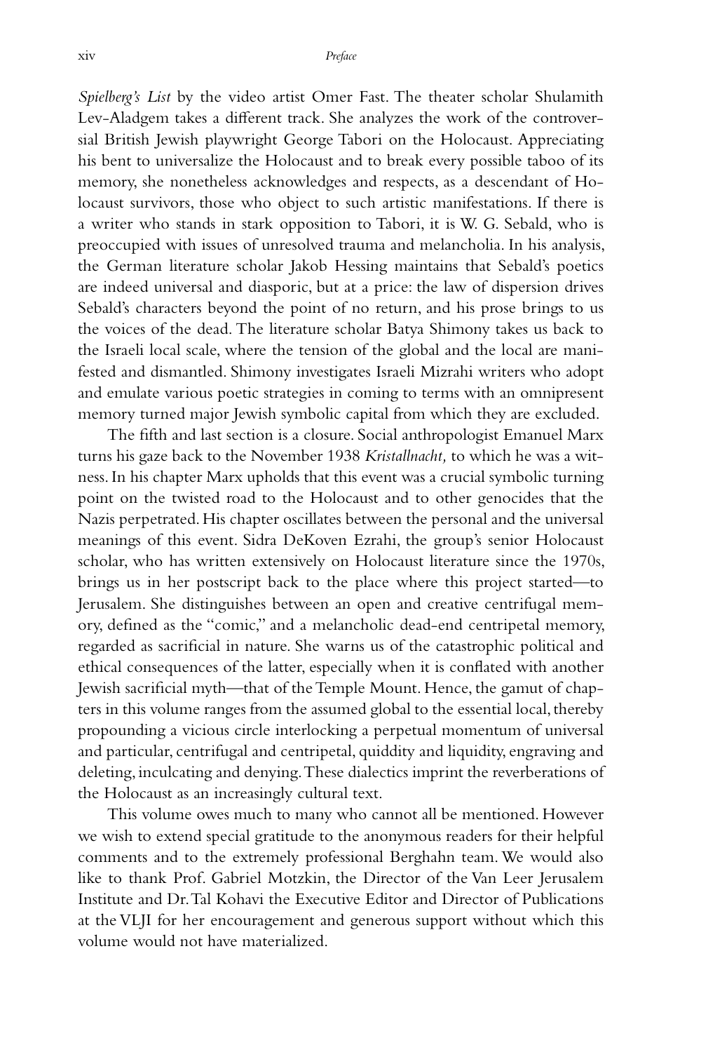*Spielberg's List* by the video artist Omer Fast. The theater scholar Shulamith Lev-Aladgem takes a different track. She analyzes the work of the controversial British Jewish playwright George Tabori on the Holocaust. Appreciating his bent to universalize the Holocaust and to break every possible taboo of its memory, she nonetheless acknowledges and respects, as a descendant of Holocaust survivors, those who object to such artistic manifestations. If there is a writer who stands in stark opposition to Tabori, it is W. G. Sebald, who is preoccupied with issues of unresolved trauma and melancholia. In his analysis, the German literature scholar Jakob Hessing maintains that Sebald's poetics are indeed universal and diasporic, but at a price: the law of dispersion drives Sebald's characters beyond the point of no return, and his prose brings to us the voices of the dead. The literature scholar Batya Shimony takes us back to the Israeli local scale, where the tension of the global and the local are manifested and dismantled. Shimony investigates Israeli Mizrahi writers who adopt and emulate various poetic strategies in coming to terms with an omnipresent memory turned major Jewish symbolic capital from which they are excluded.

The fifth and last section is a closure. Social anthropologist Emanuel Marx turns his gaze back to the November 1938 *Kristallnacht,* to which he was a witness. In his chapter Marx upholds that this event was a crucial symbolic turning point on the twisted road to the Holocaust and to other genocides that the Nazis perpetrated. His chapter oscillates between the personal and the universal meanings of this event. Sidra DeKoven Ezrahi, the group's senior Holocaust scholar, who has written extensively on Holocaust literature since the 1970s, brings us in her postscript back to the place where this project started—to Jerusalem. She distinguishes between an open and creative centrifugal memory, defined as the "comic," and a melancholic dead-end centripetal memory, regarded as sacrificial in nature. She warns us of the catastrophic political and ethical consequences of the latter, especially when it is conflated with another Jewish sacrificial myth—that of the Temple Mount. Hence, the gamut of chapters in this volume ranges from the assumed global to the essential local, thereby propounding a vicious circle interlocking a perpetual momentum of universal and particular, centrifugal and centripetal, quiddity and liquidity, engraving and deleting, inculcating and denying. These dialectics imprint the reverberations of the Holocaust as an increasingly cultural text.

This volume owes much to many who cannot all be mentioned. However we wish to extend special gratitude to the anonymous readers for their helpful comments and to the extremely professional Berghahn team. We would also like to thank Prof. Gabriel Motzkin, the Director of the Van Leer Jerusalem Institute and Dr. Tal Kohavi the Executive Editor and Director of Publications at the VLJI for her encouragement and generous support without which this volume would not have materialized.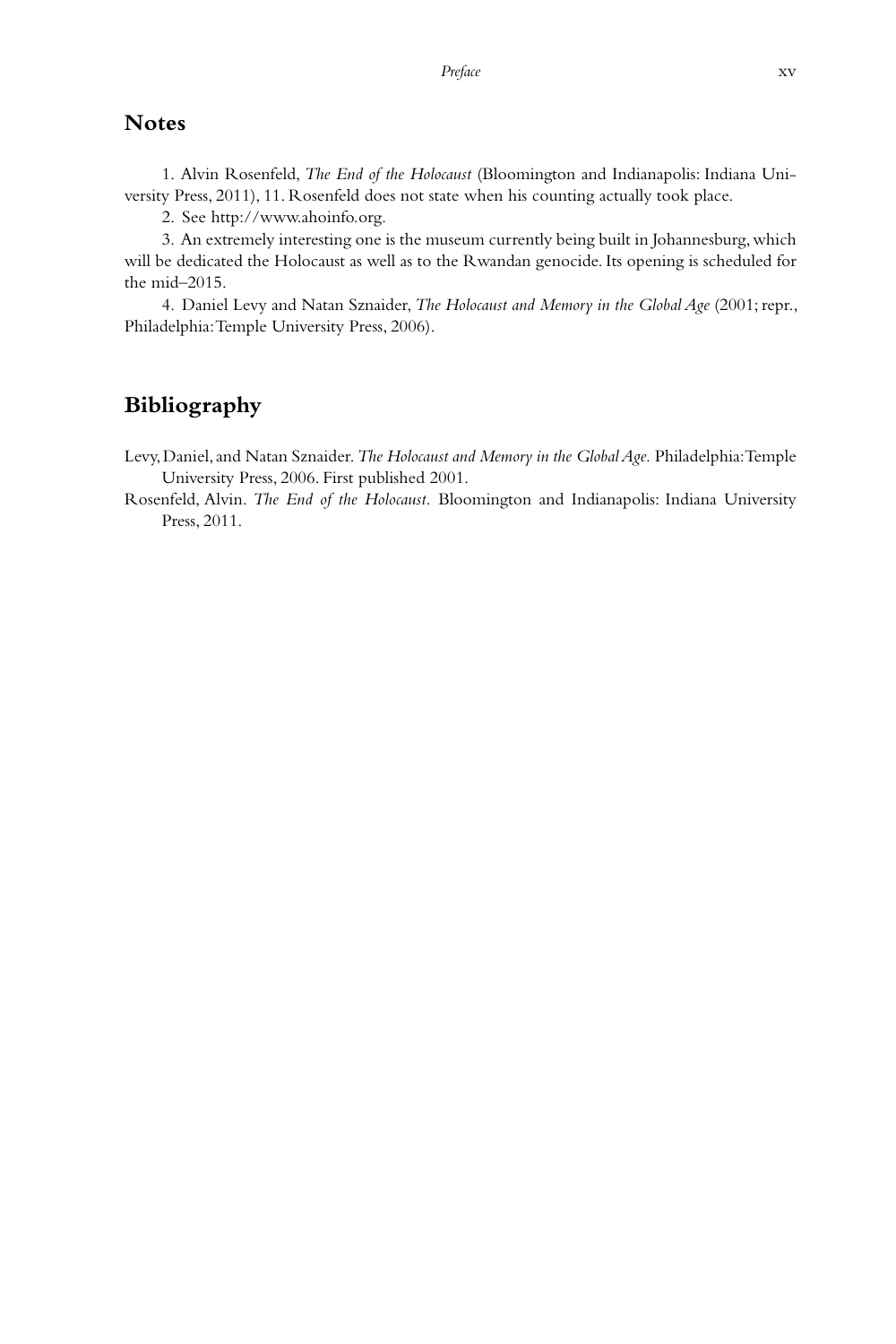## Notes

1. Alvin Rosenfeld, *The End of the Holocaust* (Bloomington and Indianapolis: Indiana University Press, 2011), 11. Rosenfeld does not state when his counting actually took place.

2. See http://www.ahoinfo.org.

3. An extremely interesting one is the museum currently being built in Johannesburg, which will be dedicated the Holocaust as well as to the Rwandan genocide. Its opening is scheduled for the mid–2015.

4. Daniel Levy and Natan Sznaider, *The Holocaust and Memory in the Global Age* (2001; repr., Philadelphia: Temple University Press, 2006).

## Bibliography

Levy, Daniel, and Natan Sznaider. *The Holocaust and Memory in the Global Age.* Philadelphia: Temple University Press, 2006. First published 2001.

Rosenfeld, Alvin. *The End of the Holocaust.* Bloomington and Indianapolis: Indiana University Press, 2011.